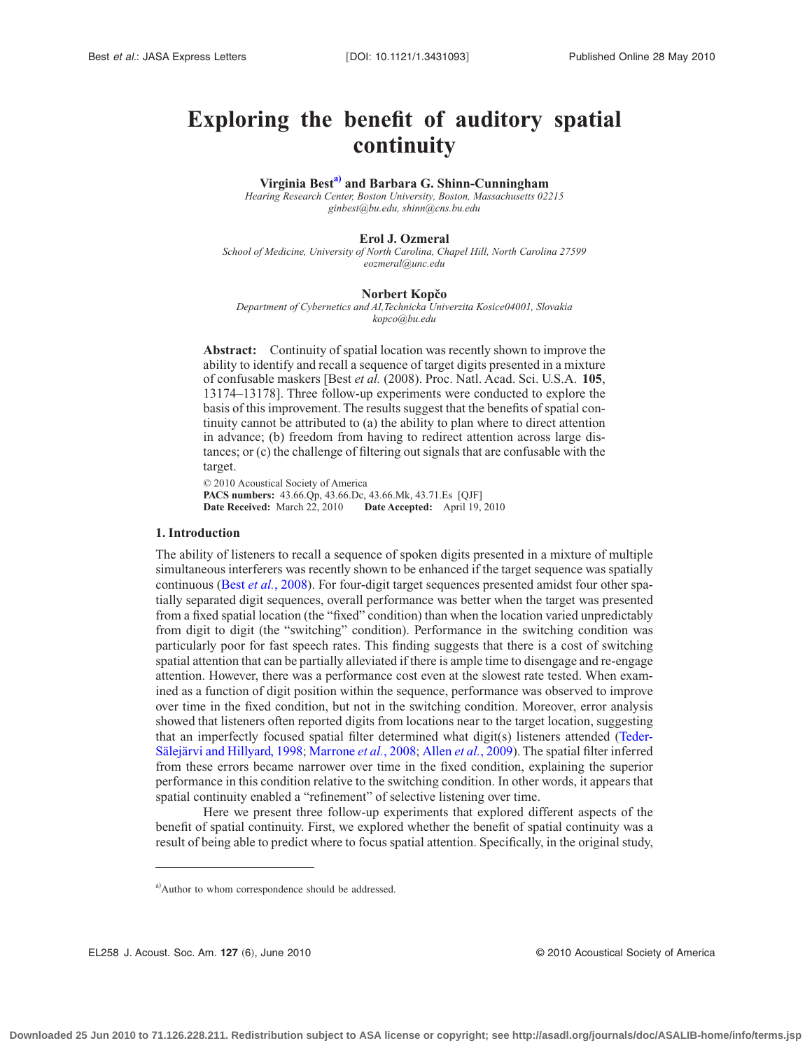# Exploring the benefit of auditory spatial continuity

**Virginia Best**[a] **and Barbara G. Shinn-Cunningham**

*Hearing Research Center, Boston University, Boston, Massachusetts 02215*
*ginbest@bu.edu, shinn@cns.bu.edu*

**Erol J. Ozmeral**

*School of Medicine, University of North Carolina, Chapel Hill, North Carolina 27599*
*eozmeral@unc.edu*

**Norbert Kopčo**

*Department of Cybernetics and AI,Technicka Univerzita Kosice04001, Slovakia*
*kopco@bu.edu*

**Abstract:** Continuity of spatial location was recently shown to improve the ability to identify and recall a sequence of target digits presented in a mixture of confusable maskers [Best *et al.* (2008). Proc. Natl. Acad. Sci. U.S.A. **105**, 13174–13178]. Three follow-up experiments were conducted to explore the basis of this improvement. The results suggest that the benefits of spatial continuity cannot be attributed to (a) the ability to plan where to direct attention in advance; (b) freedom from having to redirect attention across large distances; or (c) the challenge of filtering out signals that are confusable with the target.

© 2010 Acoustical Society of America
**PACS numbers:** 43.66.Qp, 43.66.Dc, 43.66.Mk, 43.71.Es [QJF]
**Date Received:** March 22, 2010 **Date Accepted:** April 19, 2010

## 1. Introduction

The ability of listeners to recall a sequence of spoken digits presented in a mixture of multiple simultaneous interferers was recently shown to be enhanced if the target sequence was spatially continuous (Best *et al.*, 2008). For four-digit target sequences presented amidst four other spatially separated digit sequences, overall performance was better when the target was presented from a fixed spatial location (the "fixed" condition) than when the location varied unpredictably from digit to digit (the "switching" condition). Performance in the switching condition was particularly poor for fast speech rates. This finding suggests that there is a cost of switching spatial attention that can be partially alleviated if there is ample time to disengage and re-engage attention. However, there was a performance cost even at the slowest rate tested. When examined as a function of digit position within the sequence, performance was observed to improve over time in the fixed condition, but not in the switching condition. Moreover, error analysis showed that listeners often reported digits from locations near to the target location, suggesting that an imperfectly focused spatial filter determined what digit(s) listeners attended (Teder-Sälejärvi and Hillyard, 1998; Marrone *et al.*, 2008; Allen *et al.*, 2009). The spatial filter inferred from these errors became narrower over time in the fixed condition, explaining the superior performance in this condition relative to the switching condition. In other words, it appears that spatial continuity enabled a "refinement" of selective listening over time.

Here we present three follow-up experiments that explored different aspects of the benefit of spatial continuity. First, we explored whether the benefit of spatial continuity was a result of being able to predict where to focus spatial attention. Specifically, in the original study,

[a]Author to whom correspondence should be addressed.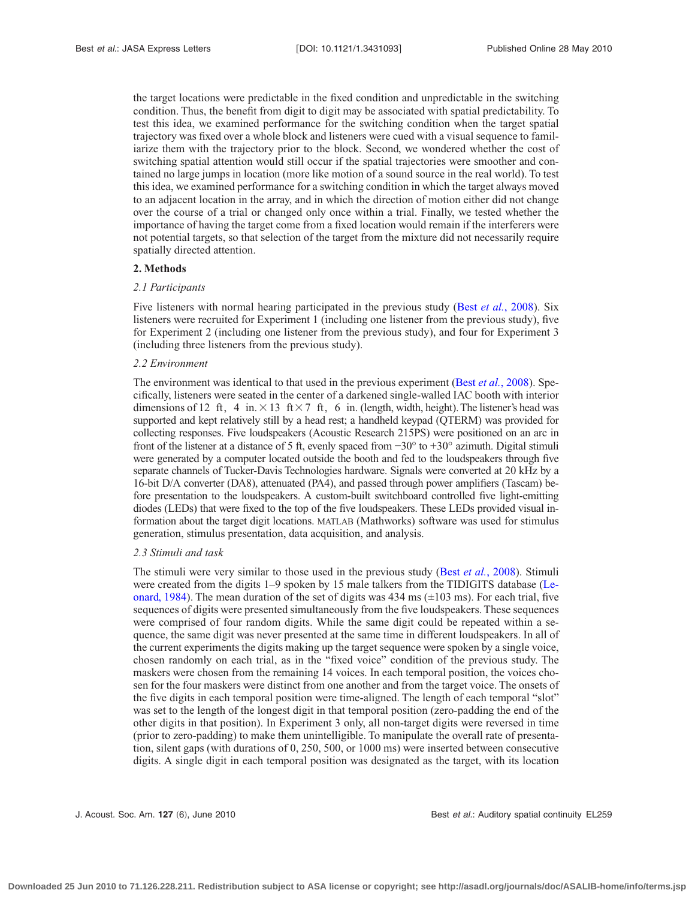the target locations were predictable in the fixed condition and unpredictable in the switching condition. Thus, the benefit from digit to digit may be associated with spatial predictability. To test this idea, we examined performance for the switching condition when the target spatial trajectory was fixed over a whole block and listeners were cued with a visual sequence to familiarize them with the trajectory prior to the block. Second, we wondered whether the cost of switching spatial attention would still occur if the spatial trajectories were smoother and contained no large jumps in location (more like motion of a sound source in the real world). To test this idea, we examined performance for a switching condition in which the target always moved to an adjacent location in the array, and in which the direction of motion either did not change over the course of a trial or changed only once within a trial. Finally, we tested whether the importance of having the target come from a fixed location would remain if the interferers were not potential targets, so that selection of the target from the mixture did not necessarily require spatially directed attention.

## 2. Methods

### *2.1 Participants*

Five listeners with normal hearing participated in the previous study (Best *et al.*, 2008). Six listeners were recruited for Experiment 1 (including one listener from the previous study), five for Experiment 2 (including one listener from the previous study), and four for Experiment 3 (including three listeners from the previous study).

### *2.2 Environment*

The environment was identical to that used in the previous experiment (Best *et al.*, 2008). Specifically, listeners were seated in the center of a darkened single-walled IAC booth with interior dimensions of 12 ft, 4 in. × 13 ft × 7 ft, 6 in. (length, width, height). The listener's head was supported and kept relatively still by a head rest; a handheld keypad (QTERM) was provided for collecting responses. Five loudspeakers (Acoustic Research 215PS) were positioned on an arc in front of the listener at a distance of 5 ft, evenly spaced from −30° to +30° azimuth. Digital stimuli were generated by a computer located outside the booth and fed to the loudspeakers through five separate channels of Tucker-Davis Technologies hardware. Signals were converted at 20 kHz by a 16-bit D/A converter (DA8), attenuated (PA4), and passed through power amplifiers (Tascam) before presentation to the loudspeakers. A custom-built switchboard controlled five light-emitting diodes (LEDs) that were fixed to the top of the five loudspeakers. These LEDs provided visual information about the target digit locations. MATLAB (Mathworks) software was used for stimulus generation, stimulus presentation, data acquisition, and analysis.

### *2.3 Stimuli and task*

The stimuli were very similar to those used in the previous study (Best *et al.*, 2008). Stimuli were created from the digits 1–9 spoken by 15 male talkers from the TIDIGITS database (Leonard, 1984). The mean duration of the set of digits was 434 ms (±103 ms). For each trial, five sequences of digits were presented simultaneously from the five loudspeakers. These sequences were comprised of four random digits. While the same digit could be repeated within a sequence, the same digit was never presented at the same time in different loudspeakers. In all of the current experiments the digits making up the target sequence were spoken by a single voice, chosen randomly on each trial, as in the "fixed voice" condition of the previous study. The maskers were chosen from the remaining 14 voices. In each temporal position, the voices chosen for the four maskers were distinct from one another and from the target voice. The onsets of the five digits in each temporal position were time-aligned. The length of each temporal "slot" was set to the length of the longest digit in that temporal position (zero-padding the end of the other digits in that position). In Experiment 3 only, all non-target digits were reversed in time (prior to zero-padding) to make them unintelligible. To manipulate the overall rate of presentation, silent gaps (with durations of 0, 250, 500, or 1000 ms) were inserted between consecutive digits. A single digit in each temporal position was designated as the target, with its location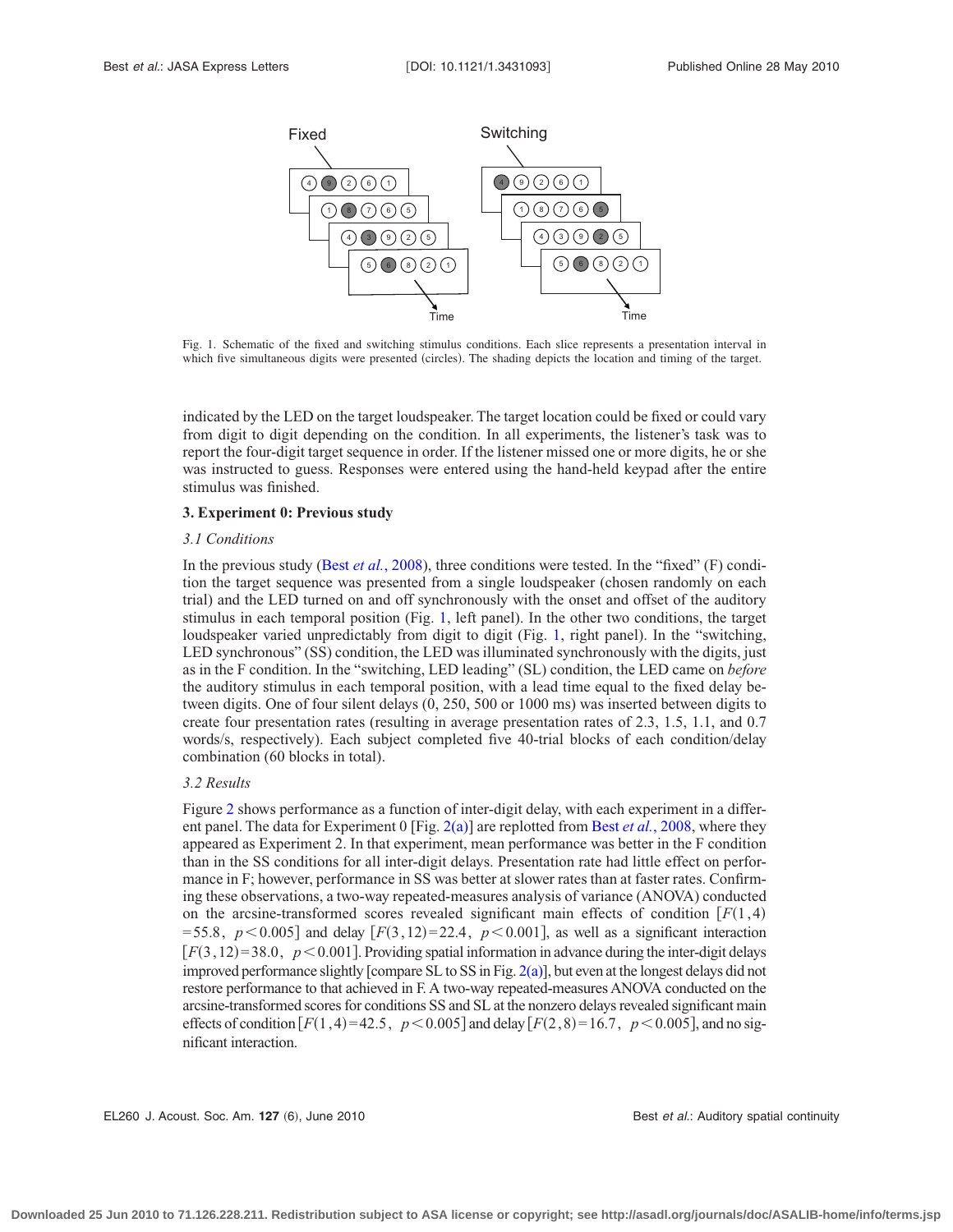Fig. 1. Schematic of the fixed and switching stimulus conditions. Each slice represents a presentation interval in which five simultaneous digits were presented (circles). The shading depicts the location and timing of the target.

indicated by the LED on the target loudspeaker. The target location could be fixed or could vary from digit to digit depending on the condition. In all experiments, the listener's task was to report the four-digit target sequence in order. If the listener missed one or more digits, he or she was instructed to guess. Responses were entered using the hand-held keypad after the entire stimulus was finished.

### 3. Experiment 0: Previous study

#### *3.1 Conditions*

In the previous study (Best *et al.*, 2008), three conditions were tested. In the "fixed" (F) condition the target sequence was presented from a single loudspeaker (chosen randomly on each trial) and the LED turned on and off synchronously with the onset and offset of the auditory stimulus in each temporal position (Fig. 1, left panel). In the other two conditions, the target loudspeaker varied unpredictably from digit to digit (Fig. 1, right panel). In the "switching, LED synchronous" (SS) condition, the LED was illuminated synchronously with the digits, just as in the F condition. In the "switching, LED leading" (SL) condition, the LED came on *before* the auditory stimulus in each temporal position, with a lead time equal to the fixed delay between digits. One of four silent delays (0, 250, 500 or 1000 ms) was inserted between digits to create four presentation rates (resulting in average presentation rates of 2.3, 1.5, 1.1, and 0.7 words/s, respectively). Each subject completed five 40-trial blocks of each condition/delay combination (60 blocks in total).

#### *3.2 Results*

Figure 2 shows performance as a function of inter-digit delay, with each experiment in a different panel. The data for Experiment 0 [Fig. 2(a)] are replotted from Best *et al.*, 2008, where they appeared as Experiment 2. In that experiment, mean performance was better in the F condition than in the SS conditions for all inter-digit delays. Presentation rate had little effect on performance in F; however, performance in SS was better at slower rates than at faster rates. Confirming these observations, a two-way repeated-measures analysis of variance (ANOVA) conducted on the arcsine-transformed scores revealed significant main effects of condition [$F(1,4)=55.8$, $p<0.005$] and delay [$F(3,12)=22.4$, $p<0.001$], as well as a significant interaction [$F(3,12)=38.0$, $p<0.001$]. Providing spatial information in advance during the inter-digit delays improved performance slightly [compare SL to SS in Fig. 2(a)], but even at the longest delays did not restore performance to that achieved in F. A two-way repeated-measures ANOVA conducted on the arcsine-transformed scores for conditions SS and SL at the nonzero delays revealed significant main effects of condition [$F(1,4)=42.5$, $p<0.005$] and delay [$F(2,8)=16.7$, $p<0.005$], and no significant interaction.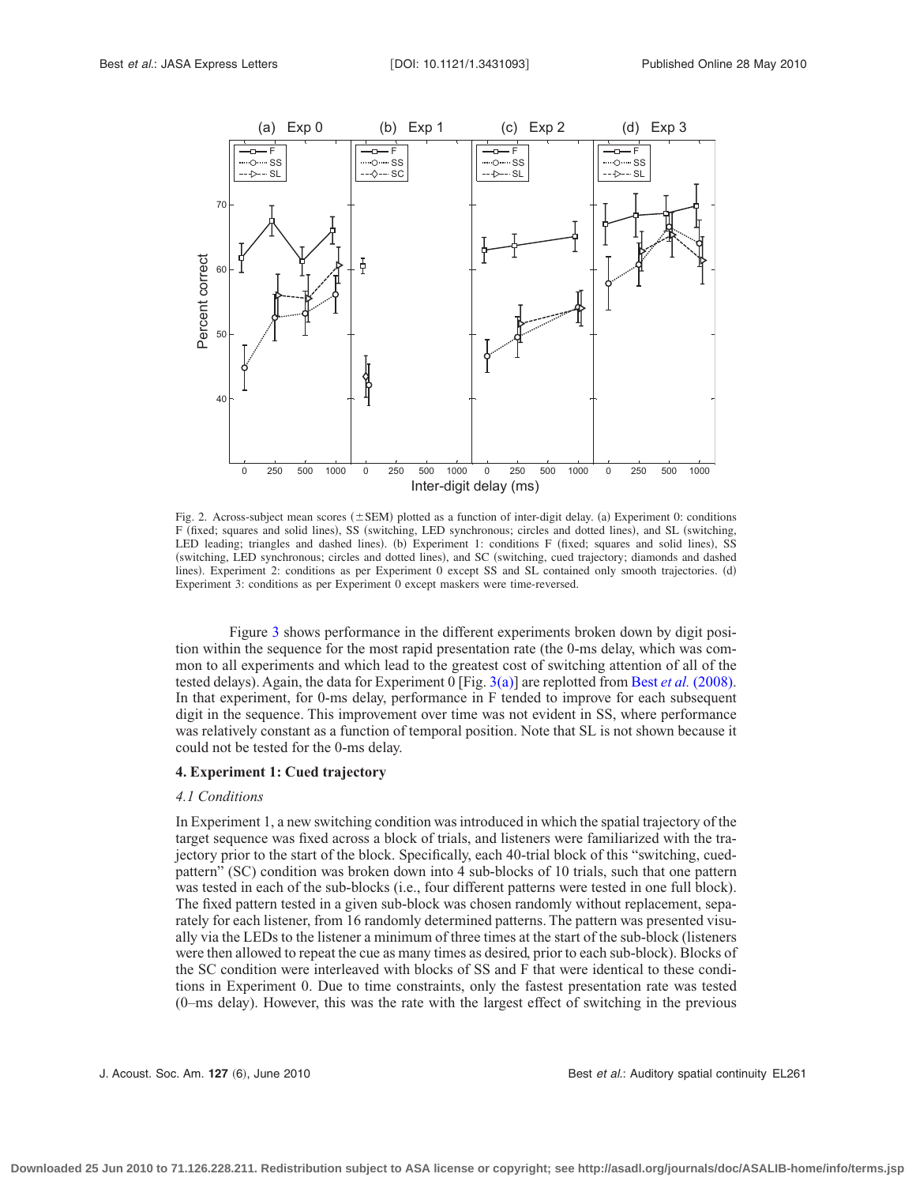Fig. 2. Across-subject mean scores (±SEM) plotted as a function of inter-digit delay. (a) Experiment 0: conditions F (fixed; squares and solid lines), SS (switching, LED synchronous; circles and dotted lines), and SL (switching, LED leading; triangles and dashed lines). (b) Experiment 1: conditions F (fixed; squares and solid lines), SS (switching, LED synchronous; circles and dotted lines), and SC (switching, cued trajectory; diamonds and dashed lines). Experiment 2: conditions as per Experiment 0 except SS and SL contained only smooth trajectories. (d) Experiment 3: conditions as per Experiment 0 except maskers were time-reversed.

Figure 3 shows performance in the different experiments broken down by digit position within the sequence for the most rapid presentation rate (the 0-ms delay, which was common to all experiments and which lead to the greatest cost of switching attention of all of the tested delays). Again, the data for Experiment 0 [Fig. 3(a)] are replotted from Best *et al.* (2008). In that experiment, for 0-ms delay, performance in F tended to improve for each subsequent digit in the sequence. This improvement over time was not evident in SS, where performance was relatively constant as a function of temporal position. Note that SL is not shown because it could not be tested for the 0-ms delay.

## 4. Experiment 1: Cued trajectory

### *4.1 Conditions*

In Experiment 1, a new switching condition was introduced in which the spatial trajectory of the target sequence was fixed across a block of trials, and listeners were familiarized with the trajectory prior to the start of the block. Specifically, each 40-trial block of this "switching, cued-pattern" (SC) condition was broken down into 4 sub-blocks of 10 trials, such that one pattern was tested in each of the sub-blocks (i.e., four different patterns were tested in one full block). The fixed pattern tested in a given sub-block was chosen randomly without replacement, separately for each listener, from 16 randomly determined patterns. The pattern was presented visually via the LEDs to the listener a minimum of three times at the start of the sub-block (listeners were then allowed to repeat the cue as many times as desired, prior to each sub-block). Blocks of the SC condition were interleaved with blocks of SS and F that were identical to these conditions in Experiment 0. Due to time constraints, only the fastest presentation rate was tested (0–ms delay). However, this was the rate with the largest effect of switching in the previous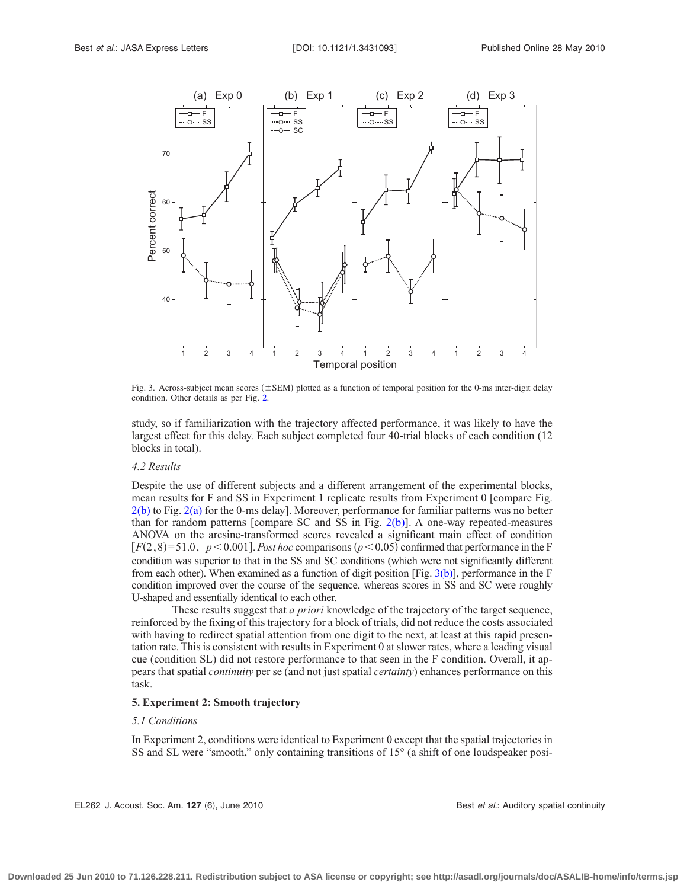Fig. 3. Across-subject mean scores (±SEM) plotted as a function of temporal position for the 0-ms inter-digit delay condition. Other details as per Fig. 2.

study, so if familiarization with the trajectory affected performance, it was likely to have the largest effect for this delay. Each subject completed four 40-trial blocks of each condition (12 blocks in total).

### *4.2 Results*

Despite the use of different subjects and a different arrangement of the experimental blocks, mean results for F and SS in Experiment 1 replicate results from Experiment 0 [compare Fig. 2(b) to Fig. 2(a) for the 0-ms delay]. Moreover, performance for familiar patterns was no better than for random patterns [compare SC and SS in Fig. 2(b)]. A one-way repeated-measures ANOVA on the arcsine-transformed scores revealed a significant main effect of condition $[F(2,8)=51.0,\ p<0.001]$. *Post hoc* comparisons ($p<0.05$) confirmed that performance in the F condition was superior to that in the SS and SC conditions (which were not significantly different from each other). When examined as a function of digit position [Fig. 3(b)], performance in the F condition improved over the course of the sequence, whereas scores in SS and SC were roughly U-shaped and essentially identical to each other.

These results suggest that *a priori* knowledge of the trajectory of the target sequence, reinforced by the fixing of this trajectory for a block of trials, did not reduce the costs associated with having to redirect spatial attention from one digit to the next, at least at this rapid presentation rate. This is consistent with results in Experiment 0 at slower rates, where a leading visual cue (condition SL) did not restore performance to that seen in the F condition. Overall, it appears that spatial *continuity* per se (and not just spatial *certainty*) enhances performance on this task.

## **5. Experiment 2: Smooth trajectory**

### *5.1 Conditions*

In Experiment 2, conditions were identical to Experiment 0 except that the spatial trajectories in SS and SL were "smooth," only containing transitions of 15° (a shift of one loudspeaker posi-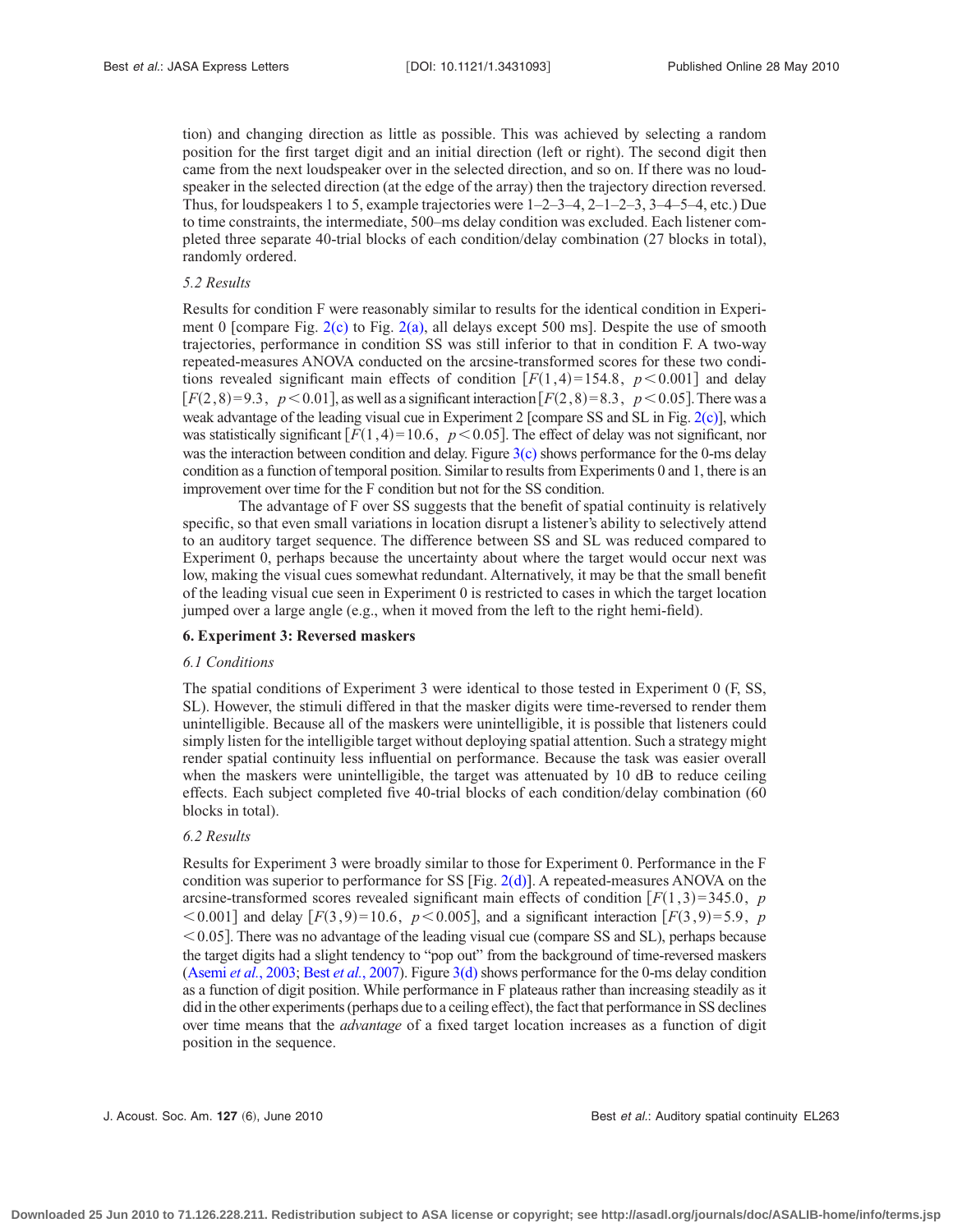tion) and changing direction as little as possible. This was achieved by selecting a random position for the first target digit and an initial direction (left or right). The second digit then came from the next loudspeaker over in the selected direction, and so on. If there was no loudspeaker in the selected direction (at the edge of the array) then the trajectory direction reversed. Thus, for loudspeakers 1 to 5, example trajectories were 1–2–3–4, 2–1–2–3, 3–4–5–4, etc.) Due to time constraints, the intermediate, 500–ms delay condition was excluded. Each listener completed three separate 40-trial blocks of each condition/delay combination (27 blocks in total), randomly ordered.

### *5.2 Results*

Results for condition F were reasonably similar to results for the identical condition in Experiment 0 [compare Fig. 2(c) to Fig. 2(a), all delays except 500 ms]. Despite the use of smooth trajectories, performance in condition SS was still inferior to that in condition F. A two-way repeated-measures ANOVA conducted on the arcsine-transformed scores for these two conditions revealed significant main effects of condition $[F(1,4)=154.8,\ p<0.001]$ and delay $[F(2,8)=9.3,\ p<0.01]$, as well as a significant interaction $[F(2,8)=8.3,\ p<0.05]$. There was a weak advantage of the leading visual cue in Experiment 2 [compare SS and SL in Fig. 2(c)], which was statistically significant $[F(1,4)=10.6,\ p<0.05]$. The effect of delay was not significant, nor was the interaction between condition and delay. Figure 3(c) shows performance for the 0-ms delay condition as a function of temporal position. Similar to results from Experiments 0 and 1, there is an improvement over time for the F condition but not for the SS condition.

The advantage of F over SS suggests that the benefit of spatial continuity is relatively specific, so that even small variations in location disrupt a listener's ability to selectively attend to an auditory target sequence. The difference between SS and SL was reduced compared to Experiment 0, perhaps because the uncertainty about where the target would occur next was low, making the visual cues somewhat redundant. Alternatively, it may be that the small benefit of the leading visual cue seen in Experiment 0 is restricted to cases in which the target location jumped over a large angle (e.g., when it moved from the left to the right hemi-field).

## 6. Experiment 3: Reversed maskers

### *6.1 Conditions*

The spatial conditions of Experiment 3 were identical to those tested in Experiment 0 (F, SS, SL). However, the stimuli differed in that the masker digits were time-reversed to render them unintelligible. Because all of the maskers were unintelligible, it is possible that listeners could simply listen for the intelligible target without deploying spatial attention. Such a strategy might render spatial continuity less influential on performance. Because the task was easier overall when the maskers were unintelligible, the target was attenuated by 10 dB to reduce ceiling effects. Each subject completed five 40-trial blocks of each condition/delay combination (60 blocks in total).

### *6.2 Results*

Results for Experiment 3 were broadly similar to those for Experiment 0. Performance in the F condition was superior to performance for SS [Fig. 2(d)]. A repeated-measures ANOVA on the arcsine-transformed scores revealed significant main effects of condition $[F(1,3)=345.0,\ p<0.001]$ and delay $[F(3,9)=10.6,\ p<0.005]$, and a significant interaction $[F(3,9)=5.9,\ p<0.05]$. There was no advantage of the leading visual cue (compare SS and SL), perhaps because the target digits had a slight tendency to "pop out" from the background of time-reversed maskers (Asemi *et al.*, 2003; Best *et al.*, 2007). Figure 3(d) shows performance for the 0-ms delay condition as a function of digit position. While performance in F plateaus rather than increasing steadily as it did in the other experiments (perhaps due to a ceiling effect), the fact that performance in SS declines over time means that the *advantage* of a fixed target location increases as a function of digit position in the sequence.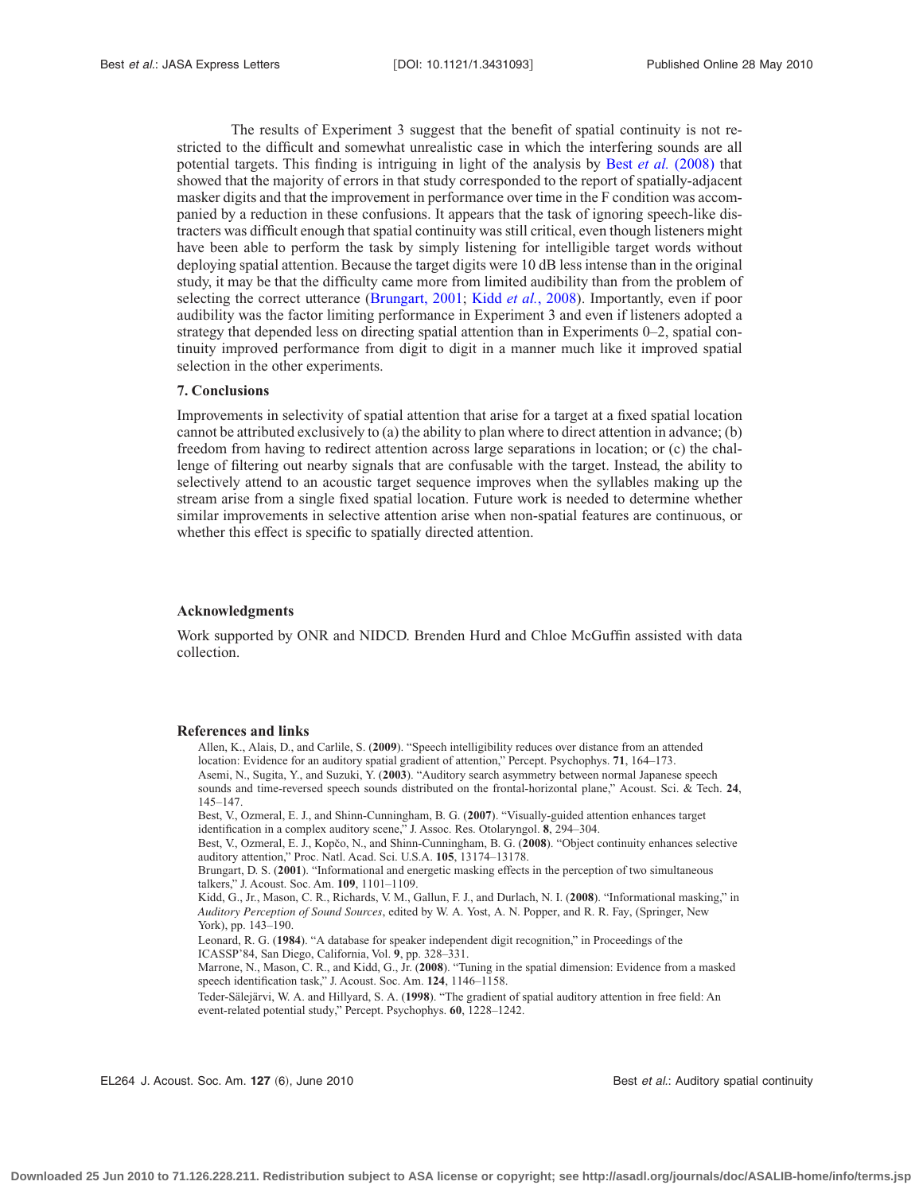The results of Experiment 3 suggest that the benefit of spatial continuity is not restricted to the difficult and somewhat unrealistic case in which the interfering sounds are all potential targets. This finding is intriguing in light of the analysis by Best *et al.* (2008) that showed that the majority of errors in that study corresponded to the report of spatially-adjacent masker digits and that the improvement in performance over time in the F condition was accompanied by a reduction in these confusions. It appears that the task of ignoring speech-like distracters was difficult enough that spatial continuity was still critical, even though listeners might have been able to perform the task by simply listening for intelligible target words without deploying spatial attention. Because the target digits were 10 dB less intense than in the original study, it may be that the difficulty came more from limited audibility than from the problem of selecting the correct utterance (Brungart, 2001; Kidd *et al.*, 2008). Importantly, even if poor audibility was the factor limiting performance in Experiment 3 and even if listeners adopted a strategy that depended less on directing spatial attention than in Experiments 0–2, spatial continuity improved performance from digit to digit in a manner much like it improved spatial selection in the other experiments.

## 7. Conclusions

Improvements in selectivity of spatial attention that arise for a target at a fixed spatial location cannot be attributed exclusively to (a) the ability to plan where to direct attention in advance; (b) freedom from having to redirect attention across large separations in location; or (c) the challenge of filtering out nearby signals that are confusable with the target. Instead, the ability to selectively attend to an acoustic target sequence improves when the syllables making up the stream arise from a single fixed spatial location. Future work is needed to determine whether similar improvements in selective attention arise when non-spatial features are continuous, or whether this effect is specific to spatially directed attention.

## Acknowledgments

Work supported by ONR and NIDCD. Brenden Hurd and Chloe McGuffin assisted with data collection.

## References and links

Allen, K., Alais, D., and Carlile, S. (**2009**). "Speech intelligibility reduces over distance from an attended location: Evidence for an auditory spatial gradient of attention," Percept. Psychophys. **71**, 164–173.

Asemi, N., Sugita, Y., and Suzuki, Y. (**2003**). "Auditory search asymmetry between normal Japanese speech sounds and time-reversed speech sounds distributed on the frontal-horizontal plane," Acoust. Sci. & Tech. **24**, 145–147.

Best, V., Ozmeral, E. J., and Shinn-Cunningham, B. G. (**2007**). "Visually-guided attention enhances target identification in a complex auditory scene," J. Assoc. Res. Otolaryngol. **8**, 294–304.

Best, V., Ozmeral, E. J., Kopčo, N., and Shinn-Cunningham, B. G. (**2008**). "Object continuity enhances selective auditory attention," Proc. Natl. Acad. Sci. U.S.A. **105**, 13174–13178.

Brungart, D. S. (**2001**). "Informational and energetic masking effects in the perception of two simultaneous talkers," J. Acoust. Soc. Am. **109**, 1101–1109.

Kidd, G., Jr., Mason, C. R., Richards, V. M., Gallun, F. J., and Durlach, N. I. (**2008**). "Informational masking," in *Auditory Perception of Sound Sources*, edited by W. A. Yost, A. N. Popper, and R. R. Fay, (Springer, New York), pp. 143–190.

Leonard, R. G. (**1984**). "A database for speaker independent digit recognition," in Proceedings of the ICASSP'84, San Diego, California, Vol. **9**, pp. 328–331.

Marrone, N., Mason, C. R., and Kidd, G., Jr. (**2008**). "Tuning in the spatial dimension: Evidence from a masked speech identification task," J. Acoust. Soc. Am. **124**, 1146–1158.

Teder-Sälejärvi, W. A. and Hillyard, S. A. (**1998**). "The gradient of spatial auditory attention in free field: An event-related potential study," Percept. Psychophys. **60**, 1228–1242.